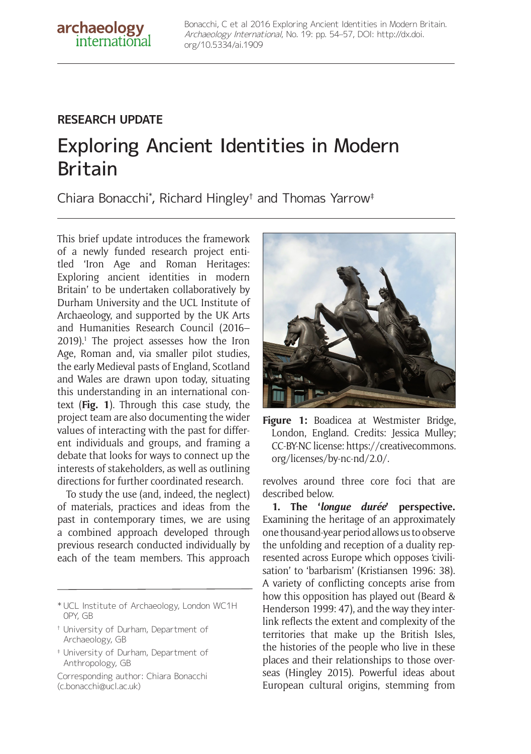## RESEARCH UPDATE

# Exploring Ancient Identities in Modern Britain

Chiara Bonacchi*, Richard Hingley† and Thomas Yarrow‡

This brief update introduces the framework of a newly funded research project entitled 'Iron Age and Roman Heritages: Exploring ancient identities in modern Britain' to be undertaken collaboratively by Durham University and the UCL Institute of Archaeology, and supported by the UK Arts and Humanities Research Council (2016–2019).[1] The project assesses how the Iron Age, Roman and, via smaller pilot studies, the early Medieval pasts of England, Scotland and Wales are drawn upon today, situating this understanding in an international context (**Fig. 1**). Through this case study, the project team are also documenting the wider values of interacting with the past for different individuals and groups, and framing a debate that looks for ways to connect up the interests of stakeholders, as well as outlining directions for further coordinated research.

To study the use (and, indeed, the neglect) of materials, practices and ideas from the past in contemporary times, we are using a combined approach developed through previous research conducted individually by each of the team members. This approach revolves around three core foci that are described below.

**Figure 1:** Boadicea at Westmister Bridge, London, England. Credits: Jessica Mulley; CC-BY-NC license: https://creativecommons.org/licenses/by-nc-nd/2.0/.

**1. The '*longue durée*' perspective.** Examining the heritage of an approximately one thousand-year period allows us to observe the unfolding and reception of a duality represented across Europe which opposes 'civilisation' to 'barbarism' (Kristiansen 1996: 38). A variety of conflicting concepts arise from how this opposition has played out (Beard & Henderson 1999: 47), and the way they interlink reflects the extent and complexity of the territories that make up the British Isles, the histories of the people who live in these places and their relationships to those overseas (Hingley 2015). Powerful ideas about European cultural origins, stemming from

\* UCL Institute of Archaeology, London WC1H 0PY, GB

† University of Durham, Department of Archaeology, GB

‡ University of Durham, Department of Anthropology, GB

Corresponding author: Chiara Bonacchi (c.bonacchi@ucl.ac.uk)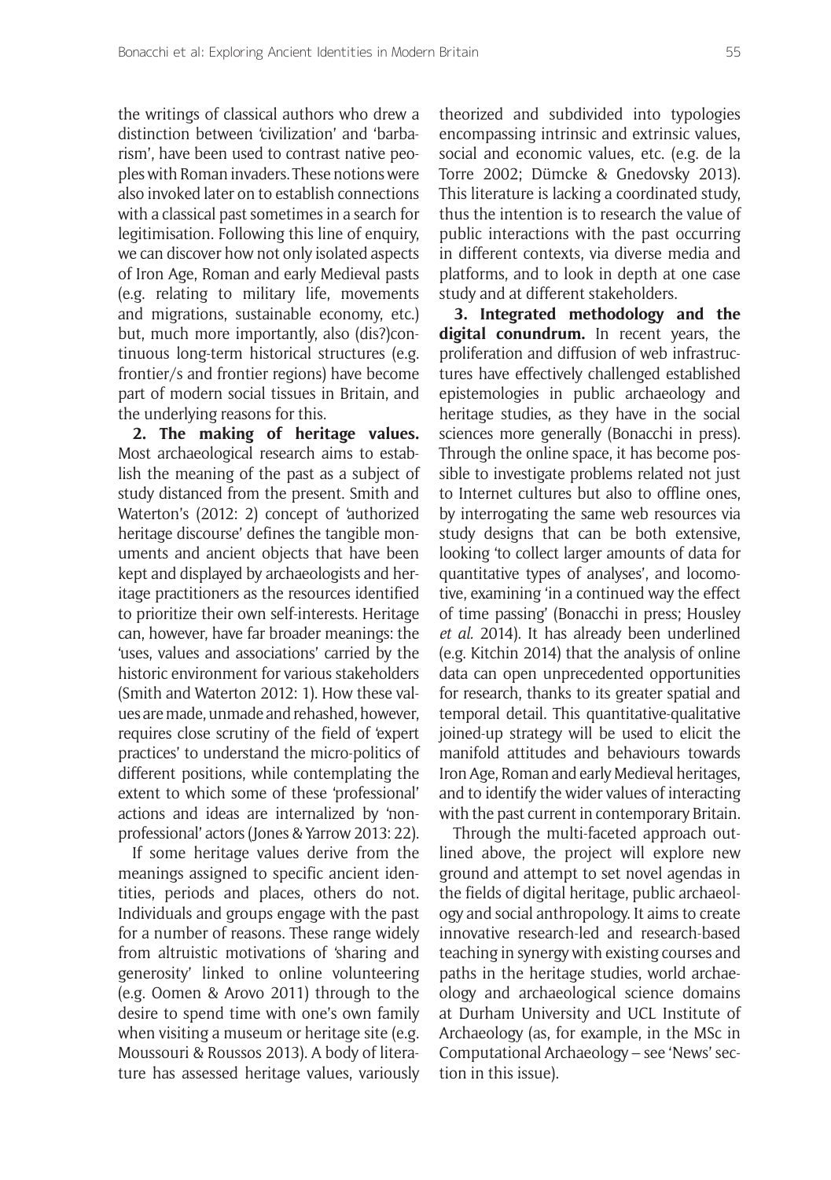the writings of classical authors who drew a distinction between 'civilization' and 'barbarism', have been used to contrast native peoples with Roman invaders. These notions were also invoked later on to establish connections with a classical past sometimes in a search for legitimisation. Following this line of enquiry, we can discover how not only isolated aspects of Iron Age, Roman and early Medieval pasts (e.g. relating to military life, movements and migrations, sustainable economy, etc.) but, much more importantly, also (dis?)continuous long-term historical structures (e.g. frontier/s and frontier regions) have become part of modern social tissues in Britain, and the underlying reasons for this.

**2. The making of heritage values.** Most archaeological research aims to establish the meaning of the past as a subject of study distanced from the present. Smith and Waterton's (2012: 2) concept of 'authorized heritage discourse' defines the tangible monuments and ancient objects that have been kept and displayed by archaeologists and heritage practitioners as the resources identified to prioritize their own self-interests. Heritage can, however, have far broader meanings: the 'uses, values and associations' carried by the historic environment for various stakeholders (Smith and Waterton 2012: 1). How these values are made, unmade and rehashed, however, requires close scrutiny of the field of 'expert practices' to understand the micro-politics of different positions, while contemplating the extent to which some of these 'professional' actions and ideas are internalized by 'non-professional' actors (Jones & Yarrow 2013: 22).

If some heritage values derive from the meanings assigned to specific ancient identities, periods and places, others do not. Individuals and groups engage with the past for a number of reasons. These range widely from altruistic motivations of 'sharing and generosity' linked to online volunteering (e.g. Oomen & Arovo 2011) through to the desire to spend time with one's own family when visiting a museum or heritage site (e.g. Moussouri & Roussos 2013). A body of literature has assessed heritage values, variously theorized and subdivided into typologies encompassing intrinsic and extrinsic values, social and economic values, etc. (e.g. de la Torre 2002; Dümcke & Gnedovsky 2013). This literature is lacking a coordinated study, thus the intention is to research the value of public interactions with the past occurring in different contexts, via diverse media and platforms, and to look in depth at one case study and at different stakeholders.

**3. Integrated methodology and the digital conundrum.** In recent years, the proliferation and diffusion of web infrastructures have effectively challenged established epistemologies in public archaeology and heritage studies, as they have in the social sciences more generally (Bonacchi in press). Through the online space, it has become possible to investigate problems related not just to Internet cultures but also to offline ones, by interrogating the same web resources via study designs that can be both extensive, looking 'to collect larger amounts of data for quantitative types of analyses', and locomotive, examining 'in a continued way the effect of time passing' (Bonacchi in press; Housley *et al.* 2014). It has already been underlined (e.g. Kitchin 2014) that the analysis of online data can open unprecedented opportunities for research, thanks to its greater spatial and temporal detail. This quantitative-qualitative joined-up strategy will be used to elicit the manifold attitudes and behaviours towards Iron Age, Roman and early Medieval heritages, and to identify the wider values of interacting with the past current in contemporary Britain.

Through the multi-faceted approach outlined above, the project will explore new ground and attempt to set novel agendas in the fields of digital heritage, public archaeology and social anthropology. It aims to create innovative research-led and research-based teaching in synergy with existing courses and paths in the heritage studies, world archaeology and archaeological science domains at Durham University and UCL Institute of Archaeology (as, for example, in the MSc in Computational Archaeology – see 'News' section in this issue).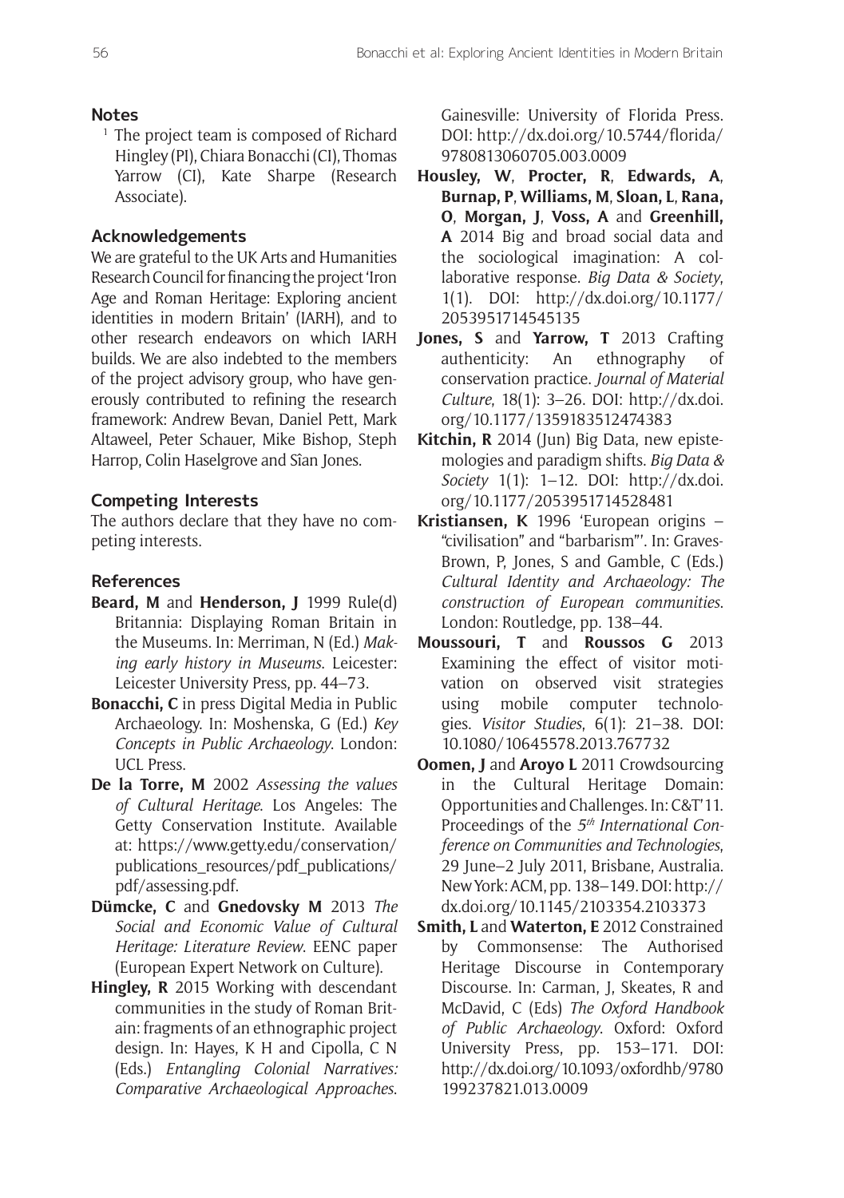## Notes

[1] The project team is composed of Richard Hingley (PI), Chiara Bonacchi (CI), Thomas Yarrow (CI), Kate Sharpe (Research Associate).

## Acknowledgements

We are grateful to the UK Arts and Humanities Research Council for financing the project 'Iron Age and Roman Heritage: Exploring ancient identities in modern Britain' (IARH), and to other research endeavors on which IARH builds. We are also indebted to the members of the project advisory group, who have generously contributed to refining the research framework: Andrew Bevan, Daniel Pett, Mark Altaweel, Peter Schauer, Mike Bishop, Steph Harrop, Colin Haselgrove and Sîan Jones.

## Competing Interests

The authors declare that they have no competing interests.

## References

**Beard, M** and **Henderson, J** 1999 Rule(d) Britannia: Displaying Roman Britain in the Museums. In: Merriman, N (Ed.) *Making early history in Museums*. Leicester: Leicester University Press, pp. 44–73.

**Bonacchi, C** in press Digital Media in Public Archaeology. In: Moshenska, G (Ed.) *Key Concepts in Public Archaeology*. London: UCL Press.

**De la Torre, M** 2002 *Assessing the values of Cultural Heritage*. Los Angeles: The Getty Conservation Institute. Available at: https://www.getty.edu/conservation/publications_resources/pdf_publications/pdf/assessing.pdf.

**Dümcke, C** and **Gnedovsky M** 2013 *The Social and Economic Value of Cultural Heritage: Literature Review*. EENC paper (European Expert Network on Culture).

**Hingley, R** 2015 Working with descendant communities in the study of Roman Britain: fragments of an ethnographic project design. In: Hayes, K H and Cipolla, C N (Eds.) *Entangling Colonial Narratives: Comparative Archaeological Approaches*. Gainesville: University of Florida Press. DOI: http://dx.doi.org/10.5744/florida/9780813060705.003.0009

**Housley, W**, **Procter, R**, **Edwards, A**, **Burnap, P**, **Williams, M**, **Sloan, L**, **Rana, O**, **Morgan, J**, **Voss, A** and **Greenhill, A** 2014 Big and broad social data and the sociological imagination: A collaborative response. *Big Data & Society*, 1(1). DOI: http://dx.doi.org/10.1177/2053951714545135

**Jones, S** and **Yarrow, T** 2013 Crafting authenticity: An ethnography of conservation practice. *Journal of Material Culture*, 18(1): 3–26. DOI: http://dx.doi.org/10.1177/1359183512474383

**Kitchin, R** 2014 (Jun) Big Data, new epistemologies and paradigm shifts. *Big Data & Society* 1(1): 1–12. DOI: http://dx.doi.org/10.1177/2053951714528481

**Kristiansen, K** 1996 'European origins – "civilisation" and "barbarism"'. In: Graves-Brown, P, Jones, S and Gamble, C (Eds.) *Cultural Identity and Archaeology: The construction of European communities*. London: Routledge, pp. 138–44.

**Moussouri, T** and **Roussos G** 2013 Examining the effect of visitor motivation on observed visit strategies using mobile computer technologies. *Visitor Studies*, 6(1): 21–38. DOI: 10.1080/10645578.2013.767732

**Oomen, J** and **Aroyo L** 2011 Crowdsourcing in the Cultural Heritage Domain: Opportunities and Challenges. In: C&T'11. Proceedings of the *5th International Conference on Communities and Technologies*, 29 June–2 July 2011, Brisbane, Australia. New York: ACM, pp. 138–149. DOI: http://dx.doi.org/10.1145/2103354.2103373

**Smith, L** and **Waterton, E** 2012 Constrained by Commonsense: The Authorised Heritage Discourse in Contemporary Discourse. In: Carman, J, Skeates, R and McDavid, C (Eds) *The Oxford Handbook of Public Archaeology*. Oxford: Oxford University Press, pp. 153–171. DOI: http://dx.doi.org/10.1093/oxfordhb/9780199237821.013.0009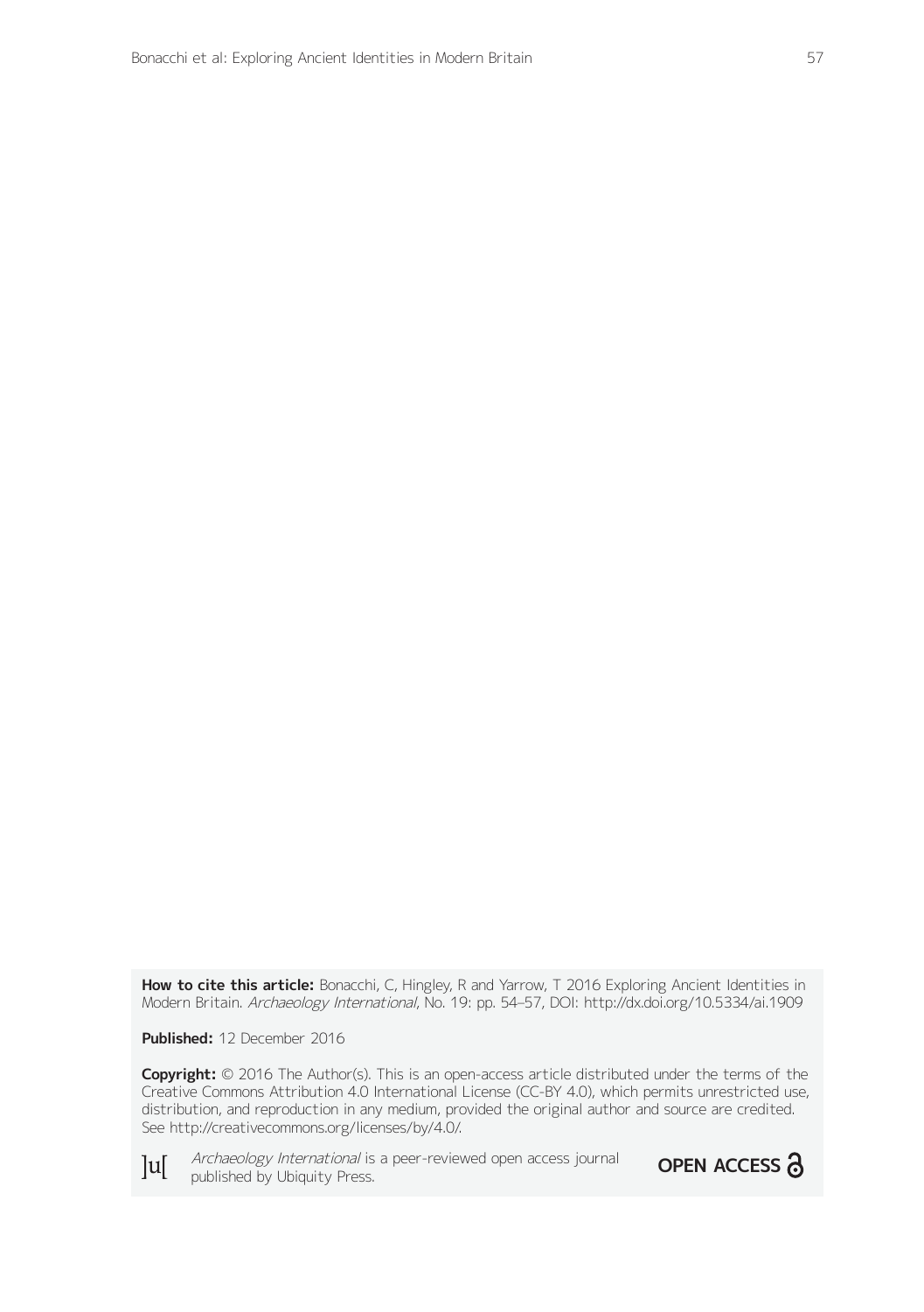**How to cite this article:** Bonacchi, C, Hingley, R and Yarrow, T 2016 Exploring Ancient Identities in Modern Britain. *Archaeology International*, No. 19: pp. 54–57, DOI: http://dx.doi.org/10.5334/ai.1909

**Published:** 12 December 2016

**Copyright:** © 2016 The Author(s). This is an open-access article distributed under the terms of the Creative Commons Attribution 4.0 International License (CC-BY 4.0), which permits unrestricted use, distribution, and reproduction in any medium, provided the original author and source are credited. See http://creativecommons.org/licenses/by/4.0/.

]u[ *Archaeology International* is a peer-reviewed open access journal published by Ubiquity Press. **OPEN ACCESS**